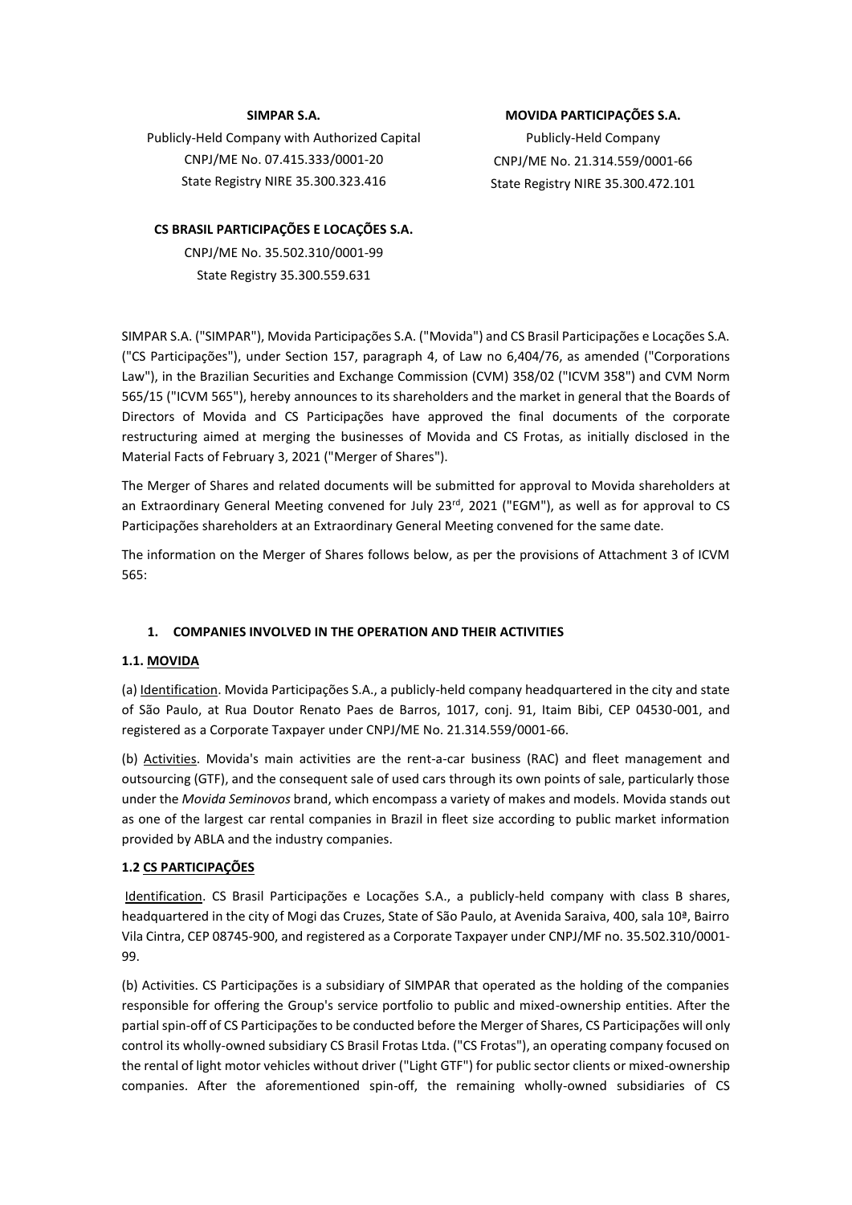**SIMPAR S.A.**

Publicly-Held Company with Authorized Capital
CNPJ/ME No. 07.415.333/0001-20
State Registry NIRE 35.300.323.416

**MOVIDA PARTICIPAÇÕES S.A.**

Publicly-Held Company
CNPJ/ME No. 21.314.559/0001-66
State Registry NIRE 35.300.472.101

**CS BRASIL PARTICIPAÇÕES E LOCAÇÕES S.A.**

CNPJ/ME No. 35.502.310/0001-99
State Registry 35.300.559.631

SIMPAR S.A. ("SIMPAR"), Movida Participações S.A. ("Movida") and CS Brasil Participações e Locações S.A. ("CS Participações"), under Section 157, paragraph 4, of Law no 6,404/76, as amended ("Corporations Law"), in the Brazilian Securities and Exchange Commission (CVM) 358/02 ("ICVM 358") and CVM Norm 565/15 ("ICVM 565"), hereby announces to its shareholders and the market in general that the Boards of Directors of Movida and CS Participações have approved the final documents of the corporate restructuring aimed at merging the businesses of Movida and CS Frotas, as initially disclosed in the Material Facts of February 3, 2021 ("Merger of Shares").

The Merger of Shares and related documents will be submitted for approval to Movida shareholders at an Extraordinary General Meeting convened for July 23rd, 2021 ("EGM"), as well as for approval to CS Participações shareholders at an Extraordinary General Meeting convened for the same date.

The information on the Merger of Shares follows below, as per the provisions of Attachment 3 of ICVM 565:

## 1. COMPANIES INVOLVED IN THE OPERATION AND THEIR ACTIVITIES

### 1.1. MOVIDA

(a) Identification. Movida Participações S.A., a publicly-held company headquartered in the city and state of São Paulo, at Rua Doutor Renato Paes de Barros, 1017, conj. 91, Itaim Bibi, CEP 04530-001, and registered as a Corporate Taxpayer under CNPJ/ME No. 21.314.559/0001-66.

(b) Activities. Movida's main activities are the rent-a-car business (RAC) and fleet management and outsourcing (GTF), and the consequent sale of used cars through its own points of sale, particularly those under the *Movida Seminovos* brand, which encompass a variety of makes and models. Movida stands out as one of the largest car rental companies in Brazil in fleet size according to public market information provided by ABLA and the industry companies.

### 1.2 CS PARTICIPAÇÕES

Identification. CS Brasil Participações e Locações S.A., a publicly-held company with class B shares, headquartered in the city of Mogi das Cruzes, State of São Paulo, at Avenida Saraiva, 400, sala 10ª, Bairro Vila Cintra, CEP 08745-900, and registered as a Corporate Taxpayer under CNPJ/MF no. 35.502.310/0001-99.

(b) Activities. CS Participações is a subsidiary of SIMPAR that operated as the holding of the companies responsible for offering the Group's service portfolio to public and mixed-ownership entities. After the partial spin-off of CS Participações to be conducted before the Merger of Shares, CS Participações will only control its wholly-owned subsidiary CS Brasil Frotas Ltda. ("CS Frotas"), an operating company focused on the rental of light motor vehicles without driver ("Light GTF") for public sector clients or mixed-ownership companies. After the aforementioned spin-off, the remaining wholly-owned subsidiaries of CS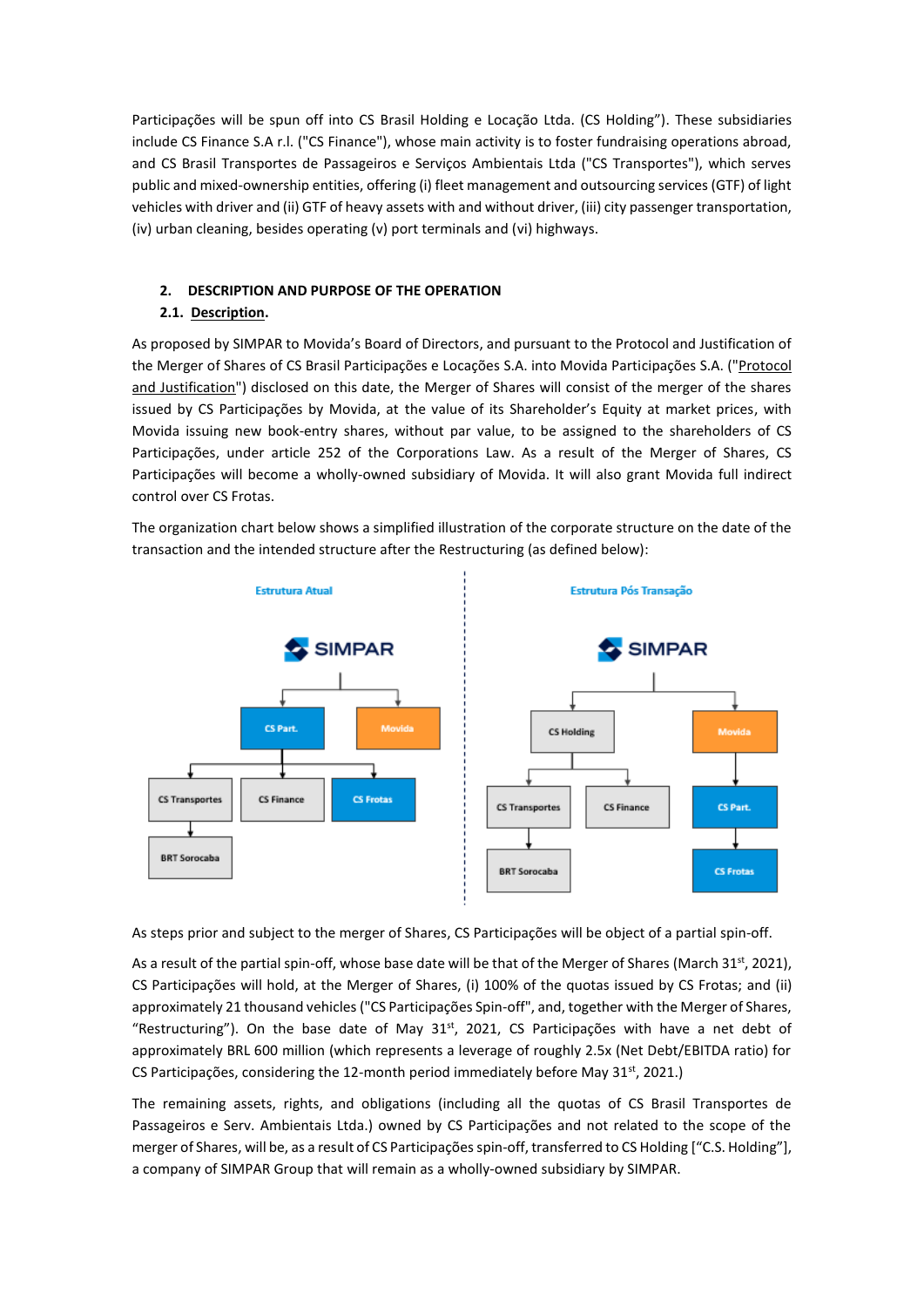Participações will be spun off into CS Brasil Holding e Locação Ltda. (CS Holding”). These subsidiaries include CS Finance S.A r.l. ("CS Finance"), whose main activity is to foster fundraising operations abroad, and CS Brasil Transportes de Passageiros e Serviços Ambientais Ltda ("CS Transportes"), which serves public and mixed-ownership entities, offering (i) fleet management and outsourcing services (GTF) of light vehicles with driver and (ii) GTF of heavy assets with and without driver, (iii) city passenger transportation, (iv) urban cleaning, besides operating (v) port terminals and (vi) highways.

## 2. DESCRIPTION AND PURPOSE OF THE OPERATION

### 2.1. Description.

As proposed by SIMPAR to Movida's Board of Directors, and pursuant to the Protocol and Justification of the Merger of Shares of CS Brasil Participações e Locações S.A. into Movida Participações S.A. ("Protocol and Justification") disclosed on this date, the Merger of Shares will consist of the merger of the shares issued by CS Participações by Movida, at the value of its Shareholder's Equity at market prices, with Movida issuing new book-entry shares, without par value, to be assigned to the shareholders of CS Participações, under article 252 of the Corporations Law. As a result of the Merger of Shares, CS Participações will become a wholly-owned subsidiary of Movida. It will also grant Movida full indirect control over CS Frotas.

The organization chart below shows a simplified illustration of the corporate structure on the date of the transaction and the intended structure after the Restructuring (as defined below):

**Estrutura Atual**

- SIMPAR
  - CS Part.
    - CS Transportes
      - BRT Sorocaba
    - CS Finance
    - CS Frotas
  - Movida

**Estrutura Pós Transação**

- SIMPAR
  - CS Holding
    - CS Transportes
      - BRT Sorocaba
    - CS Finance
  - Movida
    - CS Part.
      - CS Frotas

As steps prior and subject to the merger of Shares, CS Participações will be object of a partial spin-off.

As a result of the partial spin-off, whose base date will be that of the Merger of Shares (March 31st, 2021), CS Participações will hold, at the Merger of Shares, (i) 100% of the quotas issued by CS Frotas; and (ii) approximately 21 thousand vehicles ("CS Participações Spin-off", and, together with the Merger of Shares, “Restructuring”). On the base date of May 31st, 2021, CS Participações with have a net debt of approximately BRL 600 million (which represents a leverage of roughly 2.5x (Net Debt/EBITDA ratio) for CS Participações, considering the 12-month period immediately before May 31st, 2021.)

The remaining assets, rights, and obligations (including all the quotas of CS Brasil Transportes de Passageiros e Serv. Ambientais Ltda.) owned by CS Participações and not related to the scope of the merger of Shares, will be, as a result of CS Participações spin-off, transferred to CS Holding [“C.S. Holding”], a company of SIMPAR Group that will remain as a wholly-owned subsidiary by SIMPAR.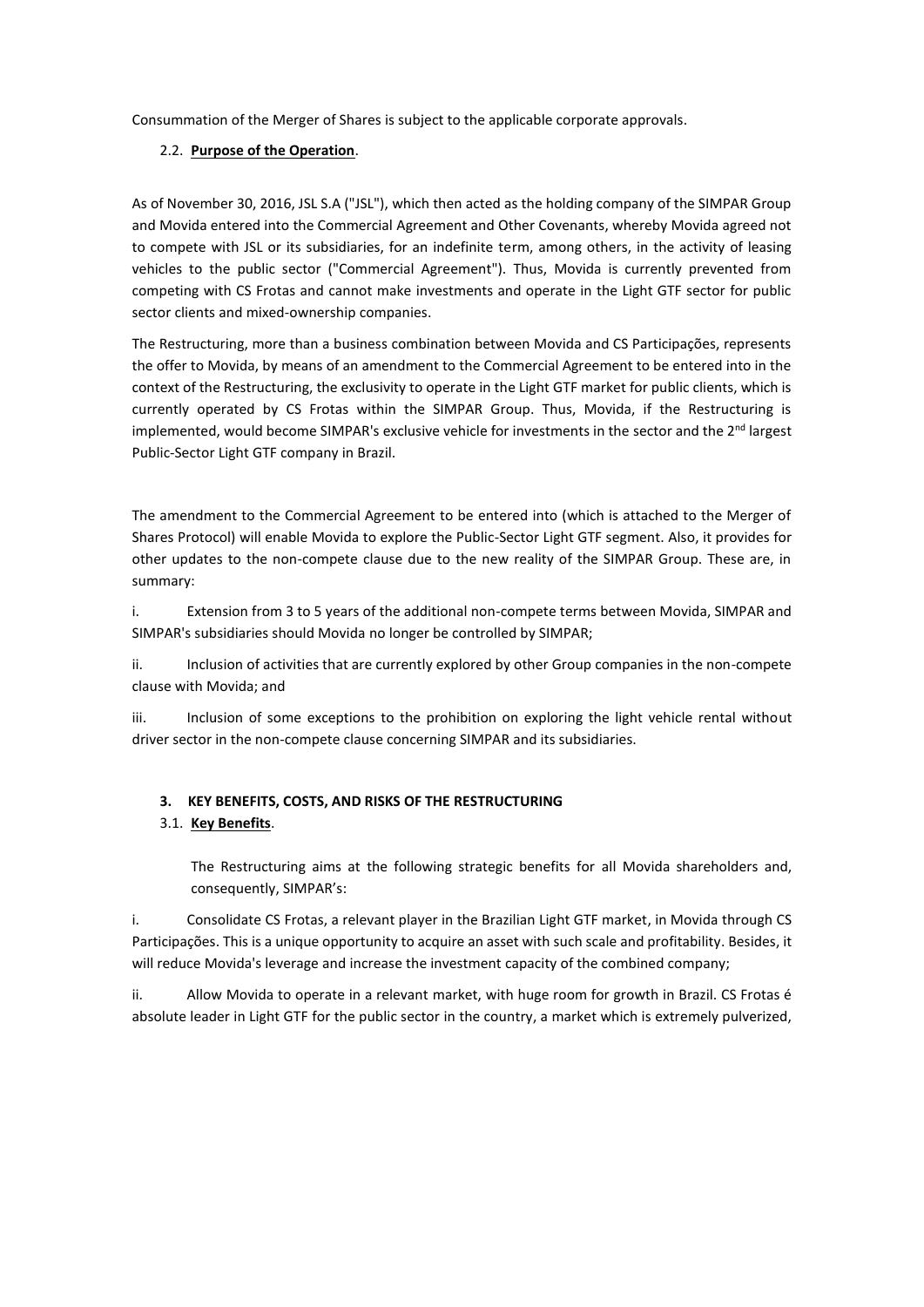Consummation of the Merger of Shares is subject to the applicable corporate approvals.

### 2.2. **Purpose of the Operation**.

As of November 30, 2016, JSL S.A ("JSL"), which then acted as the holding company of the SIMPAR Group and Movida entered into the Commercial Agreement and Other Covenants, whereby Movida agreed not to compete with JSL or its subsidiaries, for an indefinite term, among others, in the activity of leasing vehicles to the public sector ("Commercial Agreement"). Thus, Movida is currently prevented from competing with CS Frotas and cannot make investments and operate in the Light GTF sector for public sector clients and mixed-ownership companies.

The Restructuring, more than a business combination between Movida and CS Participações, represents the offer to Movida, by means of an amendment to the Commercial Agreement to be entered into in the context of the Restructuring, the exclusivity to operate in the Light GTF market for public clients, which is currently operated by CS Frotas within the SIMPAR Group. Thus, Movida, if the Restructuring is implemented, would become SIMPAR's exclusive vehicle for investments in the sector and the 2nd largest Public-Sector Light GTF company in Brazil.

The amendment to the Commercial Agreement to be entered into (which is attached to the Merger of Shares Protocol) will enable Movida to explore the Public-Sector Light GTF segment. Also, it provides for other updates to the non-compete clause due to the new reality of the SIMPAR Group. These are, in summary:

i. Extension from 3 to 5 years of the additional non-compete terms between Movida, SIMPAR and SIMPAR's subsidiaries should Movida no longer be controlled by SIMPAR;

ii. Inclusion of activities that are currently explored by other Group companies in the non-compete clause with Movida; and

iii. Inclusion of some exceptions to the prohibition on exploring the light vehicle rental without driver sector in the non-compete clause concerning SIMPAR and its subsidiaries.

## 3. KEY BENEFITS, COSTS, AND RISKS OF THE RESTRUCTURING

### 3.1. **Key Benefits**.

The Restructuring aims at the following strategic benefits for all Movida shareholders and, consequently, SIMPAR's:

i. Consolidate CS Frotas, a relevant player in the Brazilian Light GTF market, in Movida through CS Participações. This is a unique opportunity to acquire an asset with such scale and profitability. Besides, it will reduce Movida's leverage and increase the investment capacity of the combined company;

ii. Allow Movida to operate in a relevant market, with huge room for growth in Brazil. CS Frotas é absolute leader in Light GTF for the public sector in the country, a market which is extremely pulverized,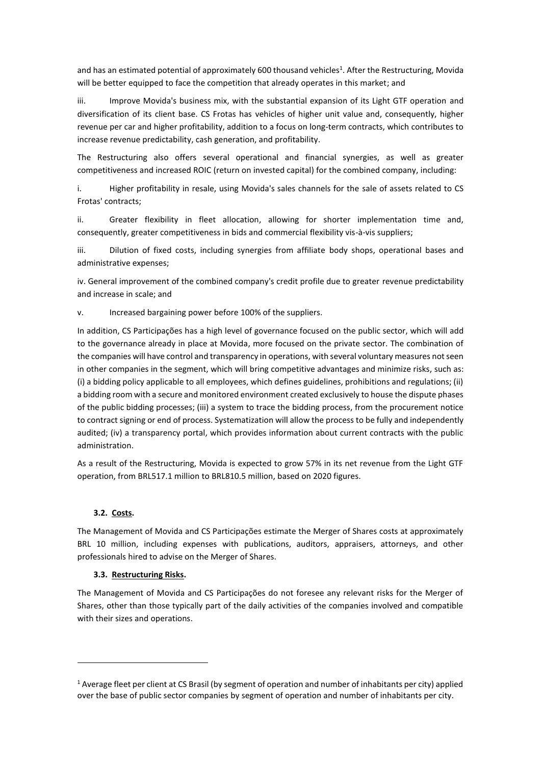and has an estimated potential of approximately 600 thousand vehicles[1]. After the Restructuring, Movida will be better equipped to face the competition that already operates in this market; and

iii. Improve Movida's business mix, with the substantial expansion of its Light GTF operation and diversification of its client base. CS Frotas has vehicles of higher unit value and, consequently, higher revenue per car and higher profitability, addition to a focus on long-term contracts, which contributes to increase revenue predictability, cash generation, and profitability.

The Restructuring also offers several operational and financial synergies, as well as greater competitiveness and increased ROIC (return on invested capital) for the combined company, including:

i. Higher profitability in resale, using Movida's sales channels for the sale of assets related to CS Frotas' contracts;

ii. Greater flexibility in fleet allocation, allowing for shorter implementation time and, consequently, greater competitiveness in bids and commercial flexibility vis-à-vis suppliers;

iii. Dilution of fixed costs, including synergies from affiliate body shops, operational bases and administrative expenses;

iv. General improvement of the combined company's credit profile due to greater revenue predictability and increase in scale; and

v. Increased bargaining power before 100% of the suppliers.

In addition, CS Participações has a high level of governance focused on the public sector, which will add to the governance already in place at Movida, more focused on the private sector. The combination of the companies will have control and transparency in operations, with several voluntary measures not seen in other companies in the segment, which will bring competitive advantages and minimize risks, such as: (i) a bidding policy applicable to all employees, which defines guidelines, prohibitions and regulations; (ii) a bidding room with a secure and monitored environment created exclusively to house the dispute phases of the public bidding processes; (iii) a system to trace the bidding process, from the procurement notice to contract signing or end of process. Systematization will allow the process to be fully and independently audited; (iv) a transparency portal, which provides information about current contracts with the public administration.

As a result of the Restructuring, Movida is expected to grow 57% in its net revenue from the Light GTF operation, from BRL517.1 million to BRL810.5 million, based on 2020 figures.

### 3.2. Costs.

The Management of Movida and CS Participações estimate the Merger of Shares costs at approximately BRL 10 million, including expenses with publications, auditors, appraisers, attorneys, and other professionals hired to advise on the Merger of Shares.

### 3.3. Restructuring Risks.

The Management of Movida and CS Participações do not foresee any relevant risks for the Merger of Shares, other than those typically part of the daily activities of the companies involved and compatible with their sizes and operations.

---

[1] Average fleet per client at CS Brasil (by segment of operation and number of inhabitants per city) applied over the base of public sector companies by segment of operation and number of inhabitants per city.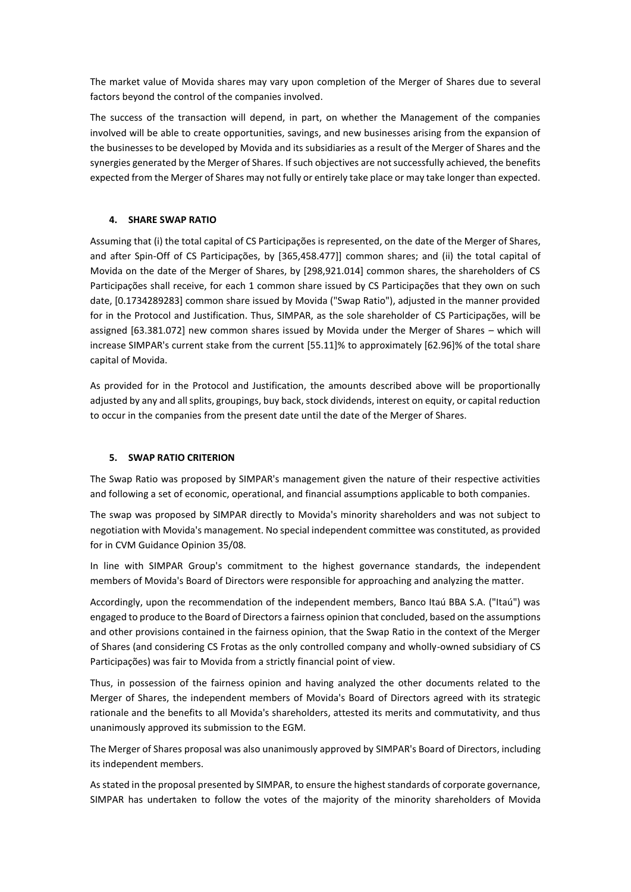The market value of Movida shares may vary upon completion of the Merger of Shares due to several factors beyond the control of the companies involved.

The success of the transaction will depend, in part, on whether the Management of the companies involved will be able to create opportunities, savings, and new businesses arising from the expansion of the businesses to be developed by Movida and its subsidiaries as a result of the Merger of Shares and the synergies generated by the Merger of Shares. If such objectives are not successfully achieved, the benefits expected from the Merger of Shares may not fully or entirely take place or may take longer than expected.

## 4. SHARE SWAP RATIO

Assuming that (i) the total capital of CS Participações is represented, on the date of the Merger of Shares, and after Spin-Off of CS Participações, by [365,458.477]] common shares; and (ii) the total capital of Movida on the date of the Merger of Shares, by [298,921.014] common shares, the shareholders of CS Participações shall receive, for each 1 common share issued by CS Participações that they own on such date, [0.1734289283] common share issued by Movida ("Swap Ratio"), adjusted in the manner provided for in the Protocol and Justification. Thus, SIMPAR, as the sole shareholder of CS Participações, will be assigned [63.381.072] new common shares issued by Movida under the Merger of Shares – which will increase SIMPAR's current stake from the current [55.11]% to approximately [62.96]% of the total share capital of Movida.

As provided for in the Protocol and Justification, the amounts described above will be proportionally adjusted by any and all splits, groupings, buy back, stock dividends, interest on equity, or capital reduction to occur in the companies from the present date until the date of the Merger of Shares.

## 5. SWAP RATIO CRITERION

The Swap Ratio was proposed by SIMPAR's management given the nature of their respective activities and following a set of economic, operational, and financial assumptions applicable to both companies.

The swap was proposed by SIMPAR directly to Movida's minority shareholders and was not subject to negotiation with Movida's management. No special independent committee was constituted, as provided for in CVM Guidance Opinion 35/08.

In line with SIMPAR Group's commitment to the highest governance standards, the independent members of Movida's Board of Directors were responsible for approaching and analyzing the matter.

Accordingly, upon the recommendation of the independent members, Banco Itaú BBA S.A. ("Itaú") was engaged to produce to the Board of Directors a fairness opinion that concluded, based on the assumptions and other provisions contained in the fairness opinion, that the Swap Ratio in the context of the Merger of Shares (and considering CS Frotas as the only controlled company and wholly-owned subsidiary of CS Participações) was fair to Movida from a strictly financial point of view.

Thus, in possession of the fairness opinion and having analyzed the other documents related to the Merger of Shares, the independent members of Movida's Board of Directors agreed with its strategic rationale and the benefits to all Movida's shareholders, attested its merits and commutativity, and thus unanimously approved its submission to the EGM.

The Merger of Shares proposal was also unanimously approved by SIMPAR's Board of Directors, including its independent members.

As stated in the proposal presented by SIMPAR, to ensure the highest standards of corporate governance, SIMPAR has undertaken to follow the votes of the majority of the minority shareholders of Movida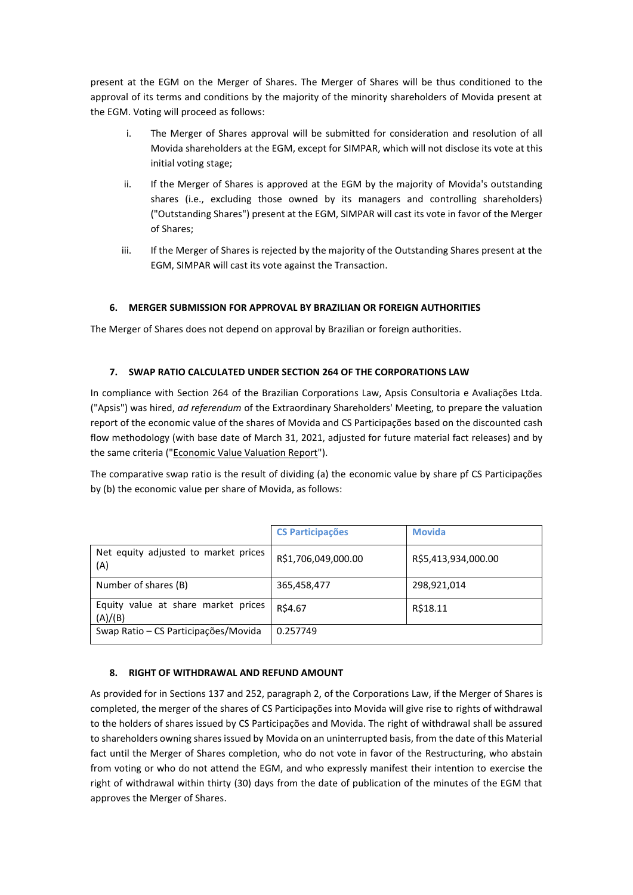present at the EGM on the Merger of Shares. The Merger of Shares will be thus conditioned to the approval of its terms and conditions by the majority of the minority shareholders of Movida present at the EGM. Voting will proceed as follows:

i. The Merger of Shares approval will be submitted for consideration and resolution of all Movida shareholders at the EGM, except for SIMPAR, which will not disclose its vote at this initial voting stage;

ii. If the Merger of Shares is approved at the EGM by the majority of Movida's outstanding shares (i.e., excluding those owned by its managers and controlling shareholders) ("Outstanding Shares") present at the EGM, SIMPAR will cast its vote in favor of the Merger of Shares;

iii. If the Merger of Shares is rejected by the majority of the Outstanding Shares present at the EGM, SIMPAR will cast its vote against the Transaction.

## 6. MERGER SUBMISSION FOR APPROVAL BY BRAZILIAN OR FOREIGN AUTHORITIES

The Merger of Shares does not depend on approval by Brazilian or foreign authorities.

## 7. SWAP RATIO CALCULATED UNDER SECTION 264 OF THE CORPORATIONS LAW

In compliance with Section 264 of the Brazilian Corporations Law, Apsis Consultoria e Avaliações Ltda. ("Apsis") was hired, *ad referendum* of the Extraordinary Shareholders' Meeting, to prepare the valuation report of the economic value of the shares of Movida and CS Participações based on the discounted cash flow methodology (with base date of March 31, 2021, adjusted for future material fact releases) and by the same criteria ("Economic Value Valuation Report").

The comparative swap ratio is the result of dividing (a) the economic value by share pf CS Participações by (b) the economic value per share of Movida, as follows:

| | CS Participações | Movida |
|---|---|---|
| Net equity adjusted to market prices (A) | R$1,706,049,000.00 | R$5,413,934,000.00 |
| Number of shares (B) | 365,458,477 | 298,921,014 |
| Equity value at share market prices (A)/(B) | R$4.67 | R$18.11 |
| Swap Ratio – CS Participações/Movida | 0.257749 | |

## 8. RIGHT OF WITHDRAWAL AND REFUND AMOUNT

As provided for in Sections 137 and 252, paragraph 2, of the Corporations Law, if the Merger of Shares is completed, the merger of the shares of CS Participações into Movida will give rise to rights of withdrawal to the holders of shares issued by CS Participações and Movida. The right of withdrawal shall be assured to shareholders owning shares issued by Movida on an uninterrupted basis, from the date of this Material fact until the Merger of Shares completion, who do not vote in favor of the Restructuring, who abstain from voting or who do not attend the EGM, and who expressly manifest their intention to exercise the right of withdrawal within thirty (30) days from the date of publication of the minutes of the EGM that approves the Merger of Shares.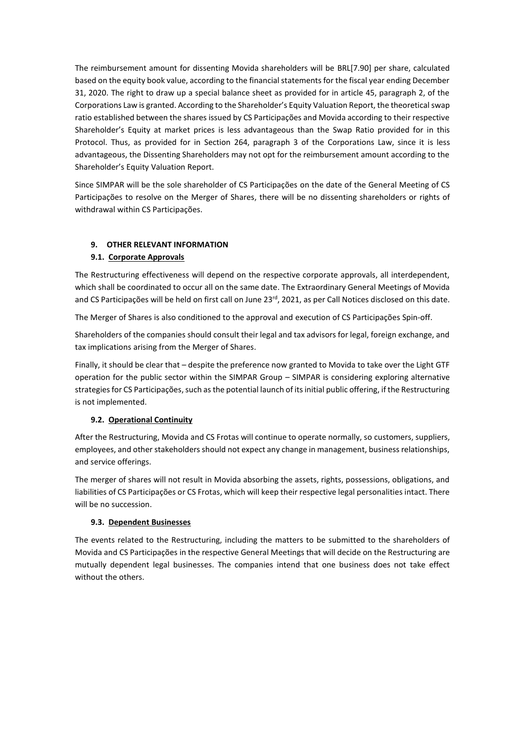The reimbursement amount for dissenting Movida shareholders will be BRL[7.90] per share, calculated based on the equity book value, according to the financial statements for the fiscal year ending December 31, 2020. The right to draw up a special balance sheet as provided for in article 45, paragraph 2, of the Corporations Law is granted. According to the Shareholder's Equity Valuation Report, the theoretical swap ratio established between the shares issued by CS Participações and Movida according to their respective Shareholder's Equity at market prices is less advantageous than the Swap Ratio provided for in this Protocol. Thus, as provided for in Section 264, paragraph 3 of the Corporations Law, since it is less advantageous, the Dissenting Shareholders may not opt for the reimbursement amount according to the Shareholder's Equity Valuation Report.

Since SIMPAR will be the sole shareholder of CS Participações on the date of the General Meeting of CS Participações to resolve on the Merger of Shares, there will be no dissenting shareholders or rights of withdrawal within CS Participações.

## 9. OTHER RELEVANT INFORMATION

### 9.1. Corporate Approvals

The Restructuring effectiveness will depend on the respective corporate approvals, all interdependent, which shall be coordinated to occur all on the same date. The Extraordinary General Meetings of Movida and CS Participações will be held on first call on June 23rd, 2021, as per Call Notices disclosed on this date.

The Merger of Shares is also conditioned to the approval and execution of CS Participações Spin-off.

Shareholders of the companies should consult their legal and tax advisors for legal, foreign exchange, and tax implications arising from the Merger of Shares.

Finally, it should be clear that – despite the preference now granted to Movida to take over the Light GTF operation for the public sector within the SIMPAR Group – SIMPAR is considering exploring alternative strategies for CS Participações, such as the potential launch of its initial public offering, if the Restructuring is not implemented.

### 9.2. Operational Continuity

After the Restructuring, Movida and CS Frotas will continue to operate normally, so customers, suppliers, employees, and other stakeholders should not expect any change in management, business relationships, and service offerings.

The merger of shares will not result in Movida absorbing the assets, rights, possessions, obligations, and liabilities of CS Participações or CS Frotas, which will keep their respective legal personalities intact. There will be no succession.

### 9.3. Dependent Businesses

The events related to the Restructuring, including the matters to be submitted to the shareholders of Movida and CS Participações in the respective General Meetings that will decide on the Restructuring are mutually dependent legal businesses. The companies intend that one business does not take effect without the others.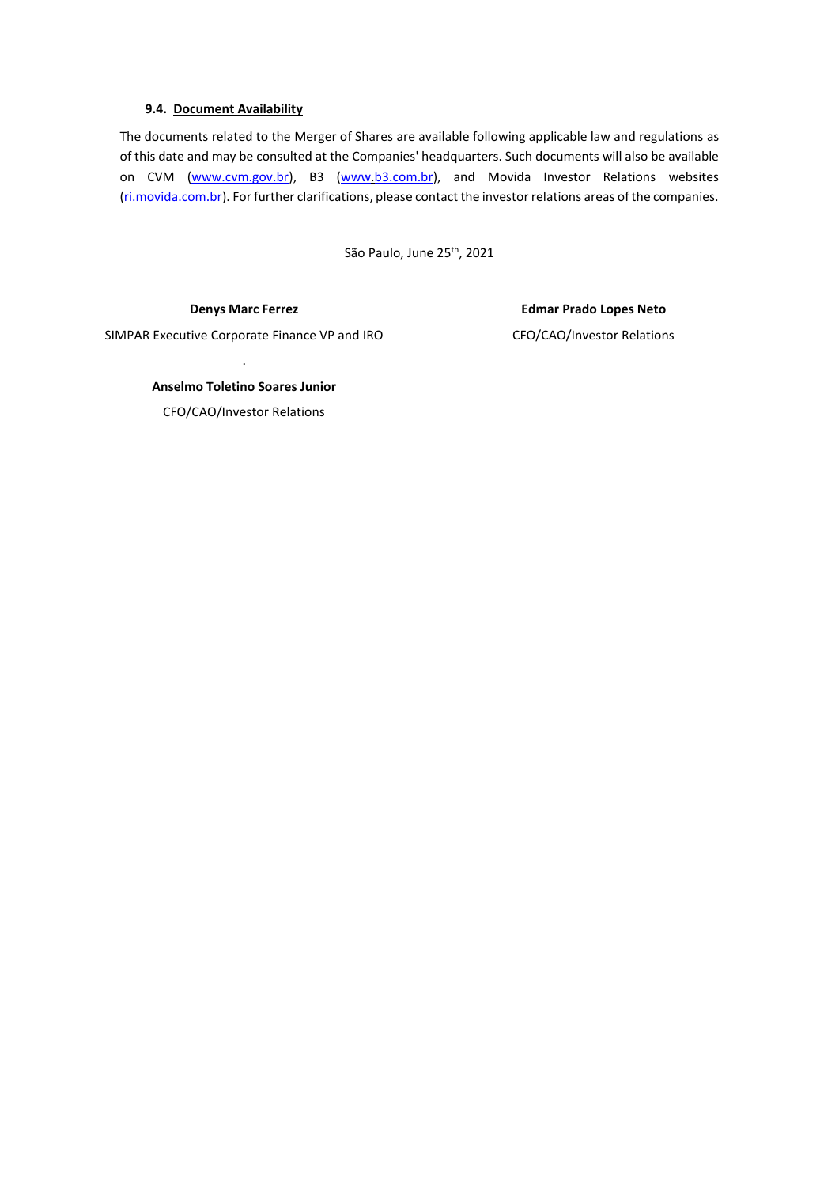### 9.4. Document Availability

The documents related to the Merger of Shares are available following applicable law and regulations as of this date and may be consulted at the Companies' headquarters. Such documents will also be available on CVM ([www.cvm.gov.br](http://www.cvm.gov.br)), B3 ([www.b3.com.br](http://www.b3.com.br)), and Movida Investor Relations websites ([ri.movida.com.br](http://ri.movida.com.br)). For further clarifications, please contact the investor relations areas of the companies.

São Paulo, June 25th, 2021

**Denys Marc Ferrez**
SIMPAR Executive Corporate Finance VP and IRO

**Edmar Prado Lopes Neto**
CFO/CAO/Investor Relations

**Anselmo Toletino Soares Junior**
CFO/CAO/Investor Relations